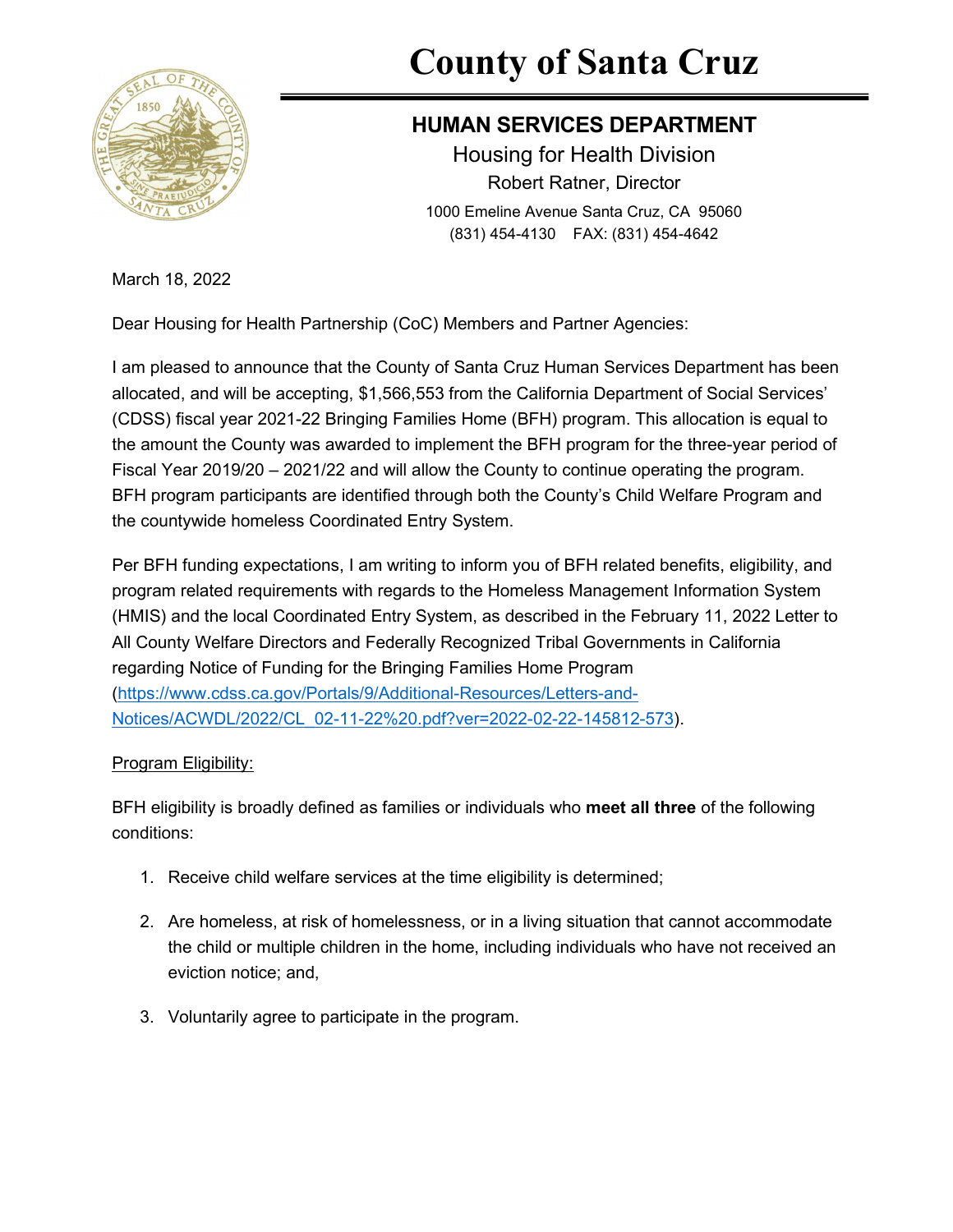# County of Santa Cruz

## HUMAN SERVICES DEPARTMENT

Housing for Health Division

Robert Ratner, Director

1000 Emeline Avenue Santa Cruz, CA 95060

(831) 454-4130 FAX: (831) 454-4642

March 18, 2022

Dear Housing for Health Partnership (CoC) Members and Partner Agencies:

I am pleased to announce that the County of Santa Cruz Human Services Department has been allocated, and will be accepting, $1,566,553 from the California Department of Social Services' (CDSS) fiscal year 2021-22 Bringing Families Home (BFH) program. This allocation is equal to the amount the County was awarded to implement the BFH program for the three-year period of Fiscal Year 2019/20 – 2021/22 and will allow the County to continue operating the program. BFH program participants are identified through both the County's Child Welfare Program and the countywide homeless Coordinated Entry System.

Per BFH funding expectations, I am writing to inform you of BFH related benefits, eligibility, and program related requirements with regards to the Homeless Management Information System (HMIS) and the local Coordinated Entry System, as described in the February 11, 2022 Letter to All County Welfare Directors and Federally Recognized Tribal Governments in California regarding Notice of Funding for the Bringing Families Home Program (https://www.cdss.ca.gov/Portals/9/Additional-Resources/Letters-and-Notices/ACWDL/2022/CL_02-11-22%20.pdf?ver=2022-02-22-145812-573).

Program Eligibility:

BFH eligibility is broadly defined as families or individuals who **meet all three** of the following conditions:

1. Receive child welfare services at the time eligibility is determined;
2. Are homeless, at risk of homelessness, or in a living situation that cannot accommodate the child or multiple children in the home, including individuals who have not received an eviction notice; and,
3. Voluntarily agree to participate in the program.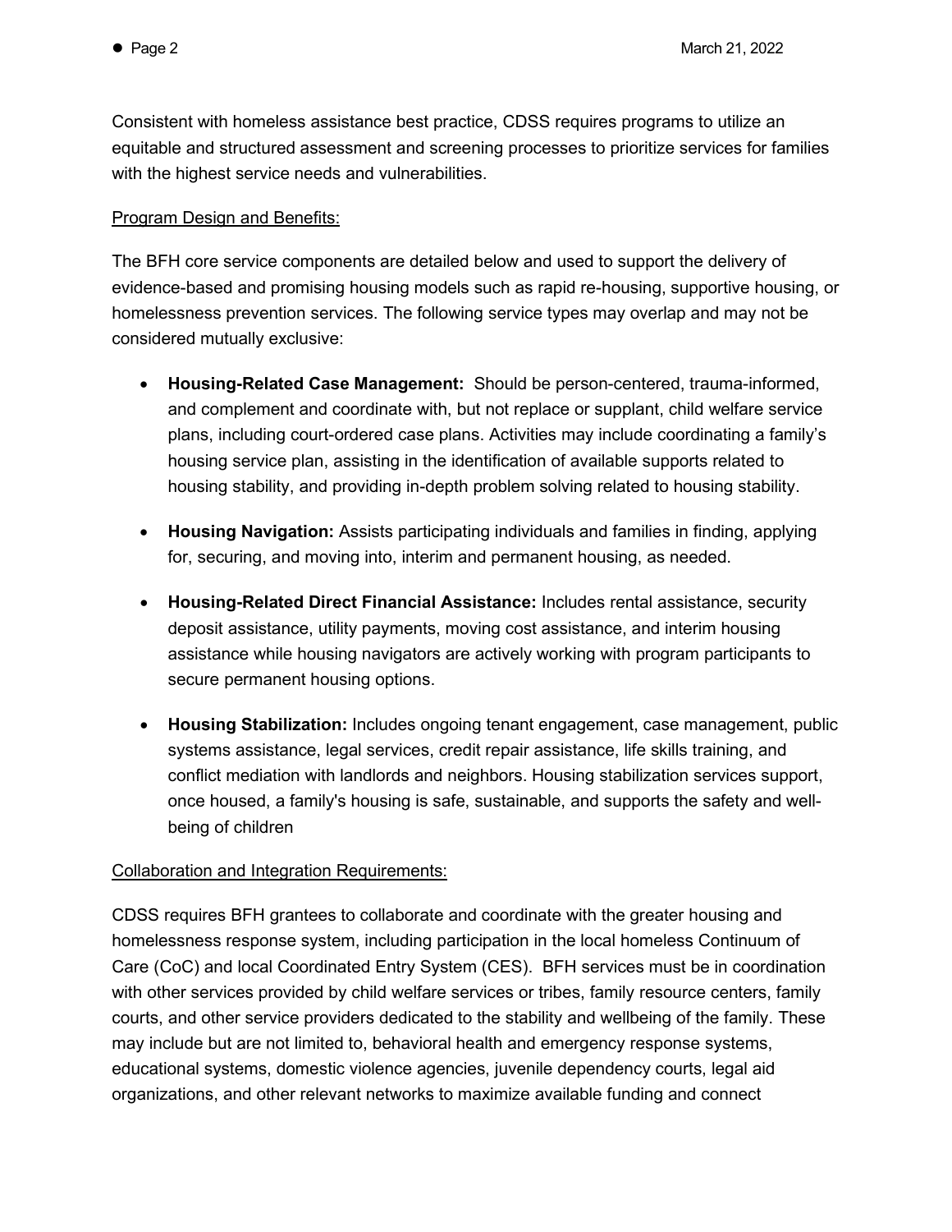Consistent with homeless assistance best practice, CDSS requires programs to utilize an equitable and structured assessment and screening processes to prioritize services for families with the highest service needs and vulnerabilities.

Program Design and Benefits:

The BFH core service components are detailed below and used to support the delivery of evidence-based and promising housing models such as rapid re-housing, supportive housing, or homelessness prevention services. The following service types may overlap and may not be considered mutually exclusive:

- **Housing-Related Case Management:** Should be person-centered, trauma-informed, and complement and coordinate with, but not replace or supplant, child welfare service plans, including court-ordered case plans. Activities may include coordinating a family's housing service plan, assisting in the identification of available supports related to housing stability, and providing in-depth problem solving related to housing stability.

- **Housing Navigation:** Assists participating individuals and families in finding, applying for, securing, and moving into, interim and permanent housing, as needed.

- **Housing-Related Direct Financial Assistance:** Includes rental assistance, security deposit assistance, utility payments, moving cost assistance, and interim housing assistance while housing navigators are actively working with program participants to secure permanent housing options.

- **Housing Stabilization:** Includes ongoing tenant engagement, case management, public systems assistance, legal services, credit repair assistance, life skills training, and conflict mediation with landlords and neighbors. Housing stabilization services support, once housed, a family's housing is safe, sustainable, and supports the safety and well-being of children

Collaboration and Integration Requirements:

CDSS requires BFH grantees to collaborate and coordinate with the greater housing and homelessness response system, including participation in the local homeless Continuum of Care (CoC) and local Coordinated Entry System (CES). BFH services must be in coordination with other services provided by child welfare services or tribes, family resource centers, family courts, and other service providers dedicated to the stability and wellbeing of the family. These may include but are not limited to, behavioral health and emergency response systems, educational systems, domestic violence agencies, juvenile dependency courts, legal aid organizations, and other relevant networks to maximize available funding and connect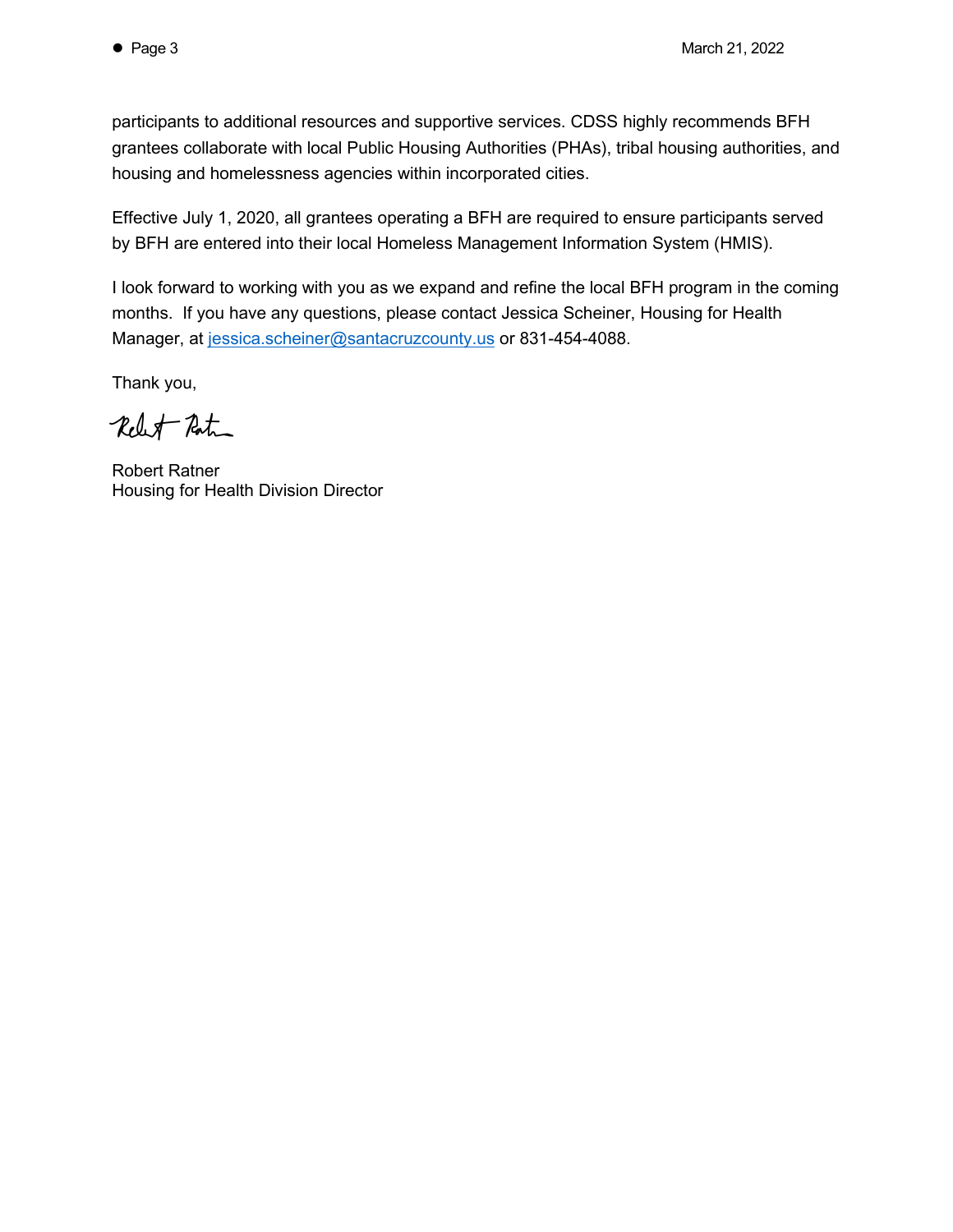participants to additional resources and supportive services. CDSS highly recommends BFH grantees collaborate with local Public Housing Authorities (PHAs), tribal housing authorities, and housing and homelessness agencies within incorporated cities.

Effective July 1, 2020, all grantees operating a BFH are required to ensure participants served by BFH are entered into their local Homeless Management Information System (HMIS).

I look forward to working with you as we expand and refine the local BFH program in the coming months. If you have any questions, please contact Jessica Scheiner, Housing for Health Manager, at jessica.scheiner@santacruzcounty.us or 831-454-4088.

Thank you,

Robert Ratner
Housing for Health Division Director